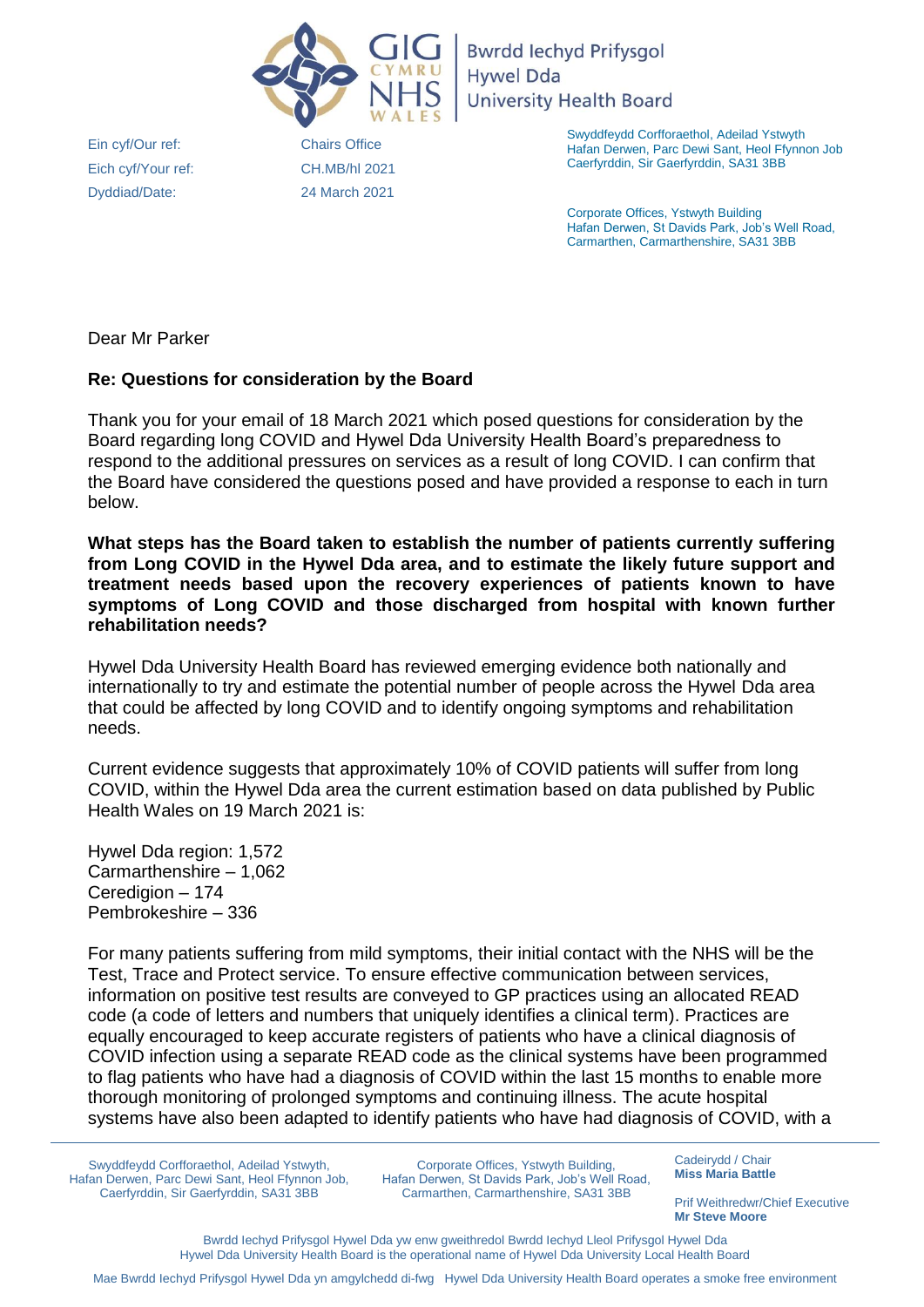Bwrdd Iechyd Prifysgol Hywel Dda
University Health Board

Ein cyf/Our ref: Chairs Office
Eich cyf/Your ref: CH.MB/hl 2021
Dyddiad/Date: 24 March 2021

Swyddfeydd Corfforaethol, Adeilad Ystwyth
Hafan Derwen, Parc Dewi Sant, Heol Ffynnon Job
Caerfyrddin, Sir Gaerfyrddin, SA31 3BB

Corporate Offices, Ystwyth Building
Hafan Derwen, St Davids Park, Job's Well Road,
Carmarthen, Carmarthenshire, SA31 3BB

Dear Mr Parker

**Re: Questions for consideration by the Board**

Thank you for your email of 18 March 2021 which posed questions for consideration by the Board regarding long COVID and Hywel Dda University Health Board's preparedness to respond to the additional pressures on services as a result of long COVID. I can confirm that the Board have considered the questions posed and have provided a response to each in turn below.

**What steps has the Board taken to establish the number of patients currently suffering from Long COVID in the Hywel Dda area, and to estimate the likely future support and treatment needs based upon the recovery experiences of patients known to have symptoms of Long COVID and those discharged from hospital with known further rehabilitation needs?**

Hywel Dda University Health Board has reviewed emerging evidence both nationally and internationally to try and estimate the potential number of people across the Hywel Dda area that could be affected by long COVID and to identify ongoing symptoms and rehabilitation needs.

Current evidence suggests that approximately 10% of COVID patients will suffer from long COVID, within the Hywel Dda area the current estimation based on data published by Public Health Wales on 19 March 2021 is:

Hywel Dda region: 1,572
Carmarthenshire – 1,062
Ceredigion – 174
Pembrokeshire – 336

For many patients suffering from mild symptoms, their initial contact with the NHS will be the Test, Trace and Protect service. To ensure effective communication between services, information on positive test results are conveyed to GP practices using an allocated READ code (a code of letters and numbers that uniquely identifies a clinical term). Practices are equally encouraged to keep accurate registers of patients who have a clinical diagnosis of COVID infection using a separate READ code as the clinical systems have been programmed to flag patients who have had a diagnosis of COVID within the last 15 months to enable more thorough monitoring of prolonged symptoms and continuing illness. The acute hospital systems have also been adapted to identify patients who have had diagnosis of COVID, with a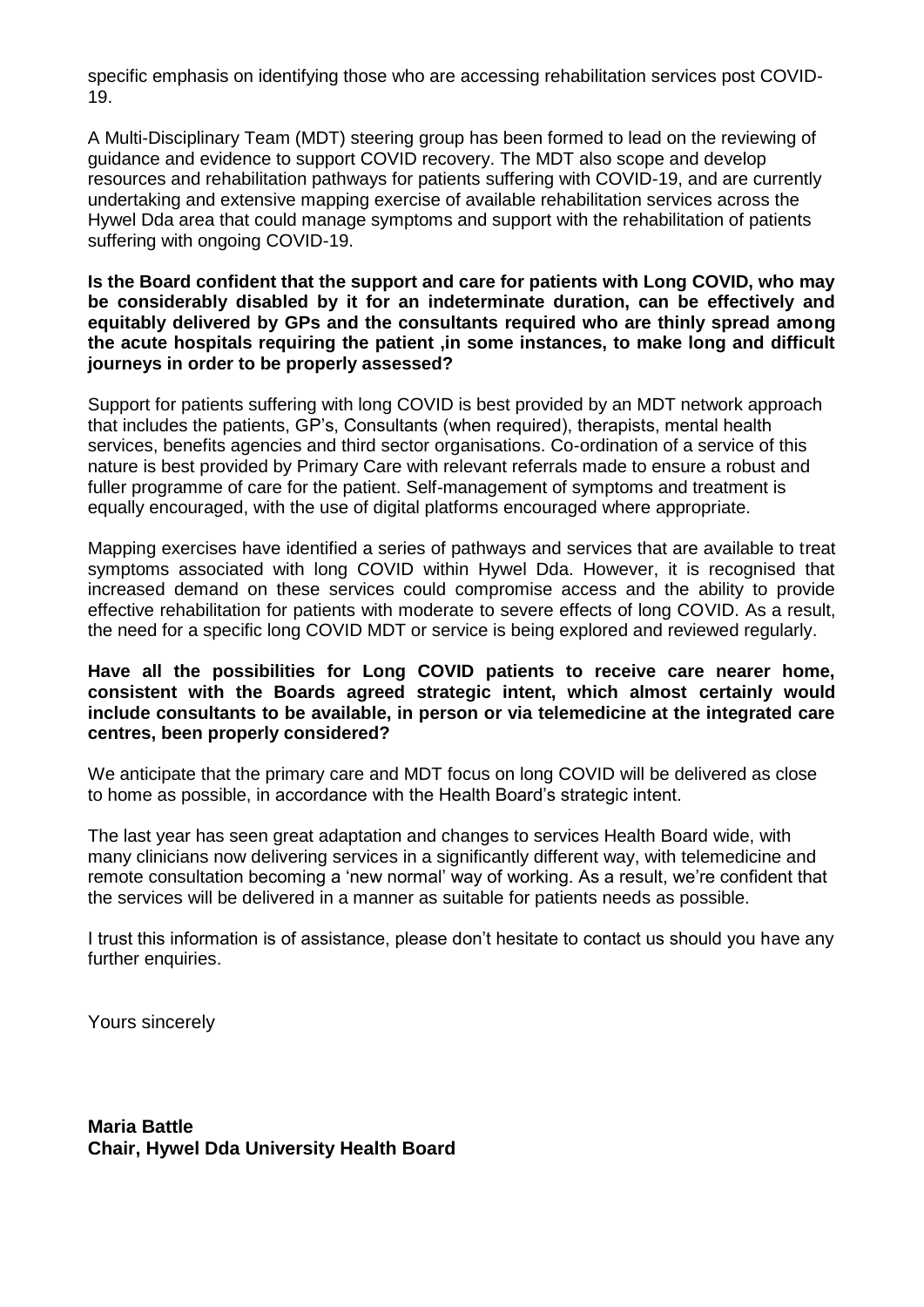specific emphasis on identifying those who are accessing rehabilitation services post COVID-19.

A Multi-Disciplinary Team (MDT) steering group has been formed to lead on the reviewing of guidance and evidence to support COVID recovery. The MDT also scope and develop resources and rehabilitation pathways for patients suffering with COVID-19, and are currently undertaking and extensive mapping exercise of available rehabilitation services across the Hywel Dda area that could manage symptoms and support with the rehabilitation of patients suffering with ongoing COVID-19.

**Is the Board confident that the support and care for patients with Long COVID, who may be considerably disabled by it for an indeterminate duration, can be effectively and equitably delivered by GPs and the consultants required who are thinly spread among the acute hospitals requiring the patient ,in some instances, to make long and difficult journeys in order to be properly assessed?**

Support for patients suffering with long COVID is best provided by an MDT network approach that includes the patients, GP's, Consultants (when required), therapists, mental health services, benefits agencies and third sector organisations. Co-ordination of a service of this nature is best provided by Primary Care with relevant referrals made to ensure a robust and fuller programme of care for the patient. Self-management of symptoms and treatment is equally encouraged, with the use of digital platforms encouraged where appropriate.

Mapping exercises have identified a series of pathways and services that are available to treat symptoms associated with long COVID within Hywel Dda. However, it is recognised that increased demand on these services could compromise access and the ability to provide effective rehabilitation for patients with moderate to severe effects of long COVID. As a result, the need for a specific long COVID MDT or service is being explored and reviewed regularly.

**Have all the possibilities for Long COVID patients to receive care nearer home, consistent with the Boards agreed strategic intent, which almost certainly would include consultants to be available, in person or via telemedicine at the integrated care centres, been properly considered?**

We anticipate that the primary care and MDT focus on long COVID will be delivered as close to home as possible, in accordance with the Health Board's strategic intent.

The last year has seen great adaptation and changes to services Health Board wide, with many clinicians now delivering services in a significantly different way, with telemedicine and remote consultation becoming a 'new normal' way of working. As a result, we're confident that the services will be delivered in a manner as suitable for patients needs as possible.

I trust this information is of assistance, please don't hesitate to contact us should you have any further enquiries.

Yours sincerely

**Maria Battle**
**Chair, Hywel Dda University Health Board**